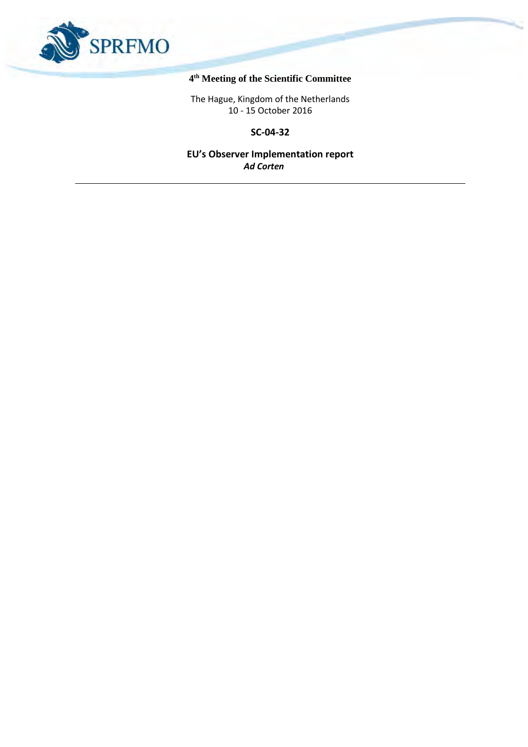SPRFMO

# 4th Meeting of the Scientific Committee

The Hague, Kingdom of the Netherlands
10 - 15 October 2016

**SC-04-32**

**EU's Observer Implementation report**
***Ad Corten***

---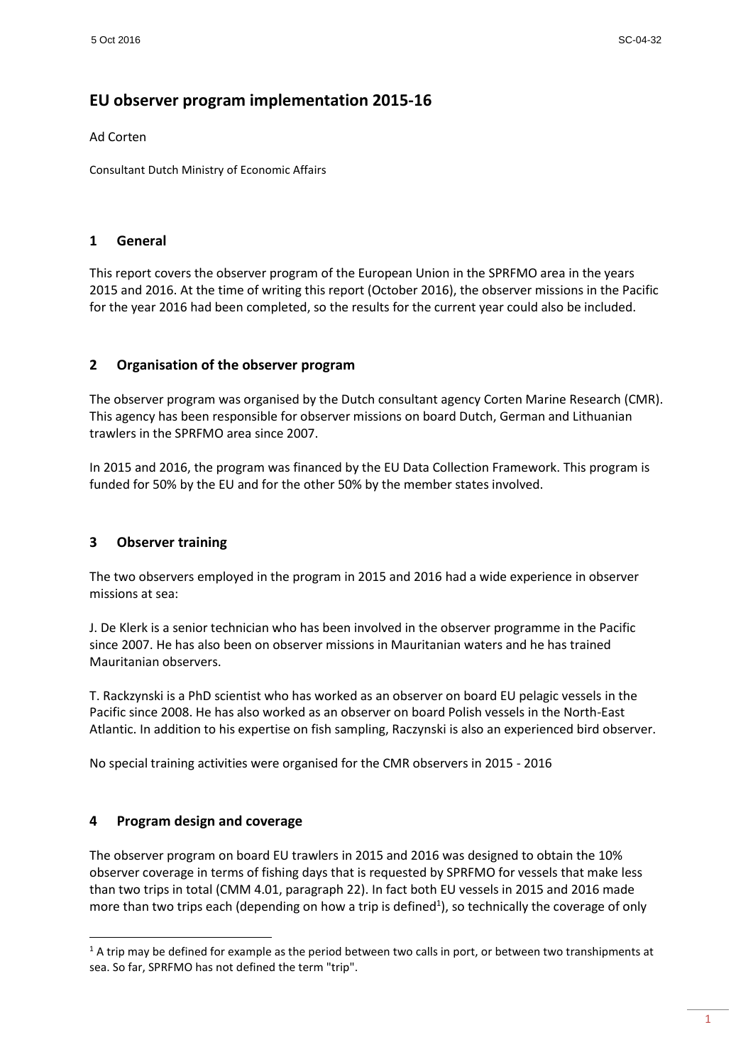# EU observer program implementation 2015-16

Ad Corten

Consultant Dutch Ministry of Economic Affairs

## 1 General

This report covers the observer program of the European Union in the SPRFMO area in the years 2015 and 2016. At the time of writing this report (October 2016), the observer missions in the Pacific for the year 2016 had been completed, so the results for the current year could also be included.

## 2 Organisation of the observer program

The observer program was organised by the Dutch consultant agency Corten Marine Research (CMR). This agency has been responsible for observer missions on board Dutch, German and Lithuanian trawlers in the SPRFMO area since 2007.

In 2015 and 2016, the program was financed by the EU Data Collection Framework. This program is funded for 50% by the EU and for the other 50% by the member states involved.

## 3 Observer training

The two observers employed in the program in 2015 and 2016 had a wide experience in observer missions at sea:

J. De Klerk is a senior technician who has been involved in the observer programme in the Pacific since 2007. He has also been on observer missions in Mauritanian waters and he has trained Mauritanian observers.

T. Rackzynski is a PhD scientist who has worked as an observer on board EU pelagic vessels in the Pacific since 2008. He has also worked as an observer on board Polish vessels in the North-East Atlantic. In addition to his expertise on fish sampling, Raczynski is also an experienced bird observer.

No special training activities were organised for the CMR observers in 2015 - 2016

## 4 Program design and coverage

The observer program on board EU trawlers in 2015 and 2016 was designed to obtain the 10% observer coverage in terms of fishing days that is requested by SPRFMO for vessels that make less than two trips in total (CMM 4.01, paragraph 22). In fact both EU vessels in 2015 and 2016 made more than two trips each (depending on how a trip is defined[1]), so technically the coverage of only

[1] A trip may be defined for example as the period between two calls in port, or between two transhipments at sea. So far, SPRFMO has not defined the term "trip".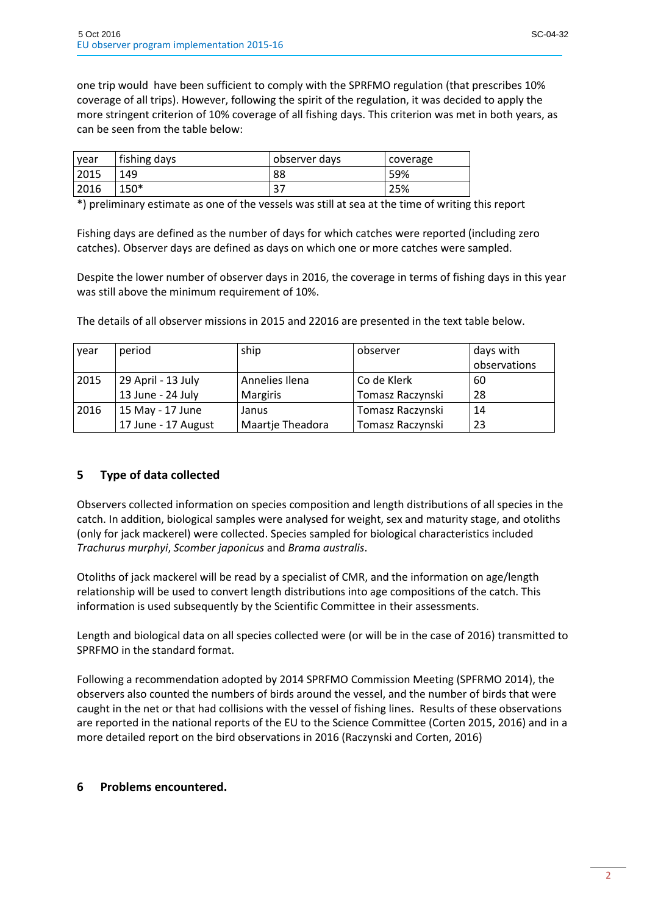one trip would  have been sufficient to comply with the SPRFMO regulation (that prescribes 10% coverage of all trips). However, following the spirit of the regulation, it was decided to apply the more stringent criterion of 10% coverage of all fishing days. This criterion was met in both years, as can be seen from the table below:

| year | fishing days | observer days | coverage |
|---|---|---|---|
| 2015 | 149 | 88 | 59% |
| 2016 | 150* | 37 | 25% |

*) preliminary estimate as one of the vessels was still at sea at the time of writing this report

Fishing days are defined as the number of days for which catches were reported (including zero catches). Observer days are defined as days on which one or more catches were sampled.

Despite the lower number of observer days in 2016, the coverage in terms of fishing days in this year was still above the minimum requirement of 10%.

The details of all observer missions in 2015 and 22016 are presented in the text table below.

| year | period | ship | observer | days with observations |
|---|---|---|---|---|
| 2015 | 29 April - 13 July | Annelies Ilena | Co de Klerk | 60 |
| | 13 June - 24 July | Margiris | Tomasz Raczynski | 28 |
| 2016 | 15 May - 17 June | Janus | Tomasz Raczynski | 14 |
| | 17 June - 17 August | Maartje Theadora | Tomasz Raczynski | 23 |

## 5 Type of data collected

Observers collected information on species composition and length distributions of all species in the catch. In addition, biological samples were analysed for weight, sex and maturity stage, and otoliths (only for jack mackerel) were collected. Species sampled for biological characteristics included *Trachurus murphyi*, *Scomber japonicus* and *Brama australis*.

Otoliths of jack mackerel will be read by a specialist of CMR, and the information on age/length relationship will be used to convert length distributions into age compositions of the catch. This information is used subsequently by the Scientific Committee in their assessments.

Length and biological data on all species collected were (or will be in the case of 2016) transmitted to SPRFMO in the standard format.

Following a recommendation adopted by 2014 SPRFMO Commission Meeting (SPFRMO 2014), the observers also counted the numbers of birds around the vessel, and the number of birds that were caught in the net or that had collisions with the vessel of fishing lines.  Results of these observations are reported in the national reports of the EU to the Science Committee (Corten 2015, 2016) and in a more detailed report on the bird observations in 2016 (Raczynski and Corten, 2016)

## 6 Problems encountered.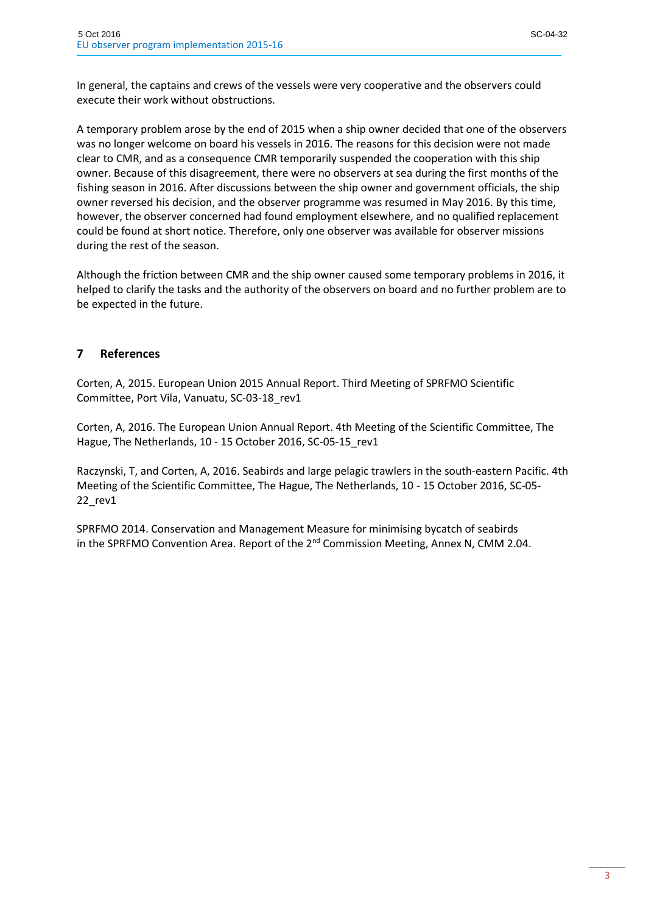In general, the captains and crews of the vessels were very cooperative and the observers could execute their work without obstructions.

A temporary problem arose by the end of 2015 when a ship owner decided that one of the observers was no longer welcome on board his vessels in 2016. The reasons for this decision were not made clear to CMR, and as a consequence CMR temporarily suspended the cooperation with this ship owner. Because of this disagreement, there were no observers at sea during the first months of the fishing season in 2016. After discussions between the ship owner and government officials, the ship owner reversed his decision, and the observer programme was resumed in May 2016. By this time, however, the observer concerned had found employment elsewhere, and no qualified replacement could be found at short notice. Therefore, only one observer was available for observer missions during the rest of the season.

Although the friction between CMR and the ship owner caused some temporary problems in 2016, it helped to clarify the tasks and the authority of the observers on board and no further problem are to be expected in the future.

## 7 References

Corten, A, 2015. European Union 2015 Annual Report. Third Meeting of SPRFMO Scientific Committee, Port Vila, Vanuatu, SC-03-18_rev1

Corten, A, 2016. The European Union Annual Report. 4th Meeting of the Scientific Committee, The Hague, The Netherlands, 10 - 15 October 2016, SC-05-15_rev1

Raczynski, T, and Corten, A, 2016. Seabirds and large pelagic trawlers in the south-eastern Pacific. 4th Meeting of the Scientific Committee, The Hague, The Netherlands, 10 - 15 October 2016, SC-05-22_rev1

SPRFMO 2014. Conservation and Management Measure for minimising bycatch of seabirds in the SPRFMO Convention Area. Report of the 2nd Commission Meeting, Annex N, CMM 2.04.